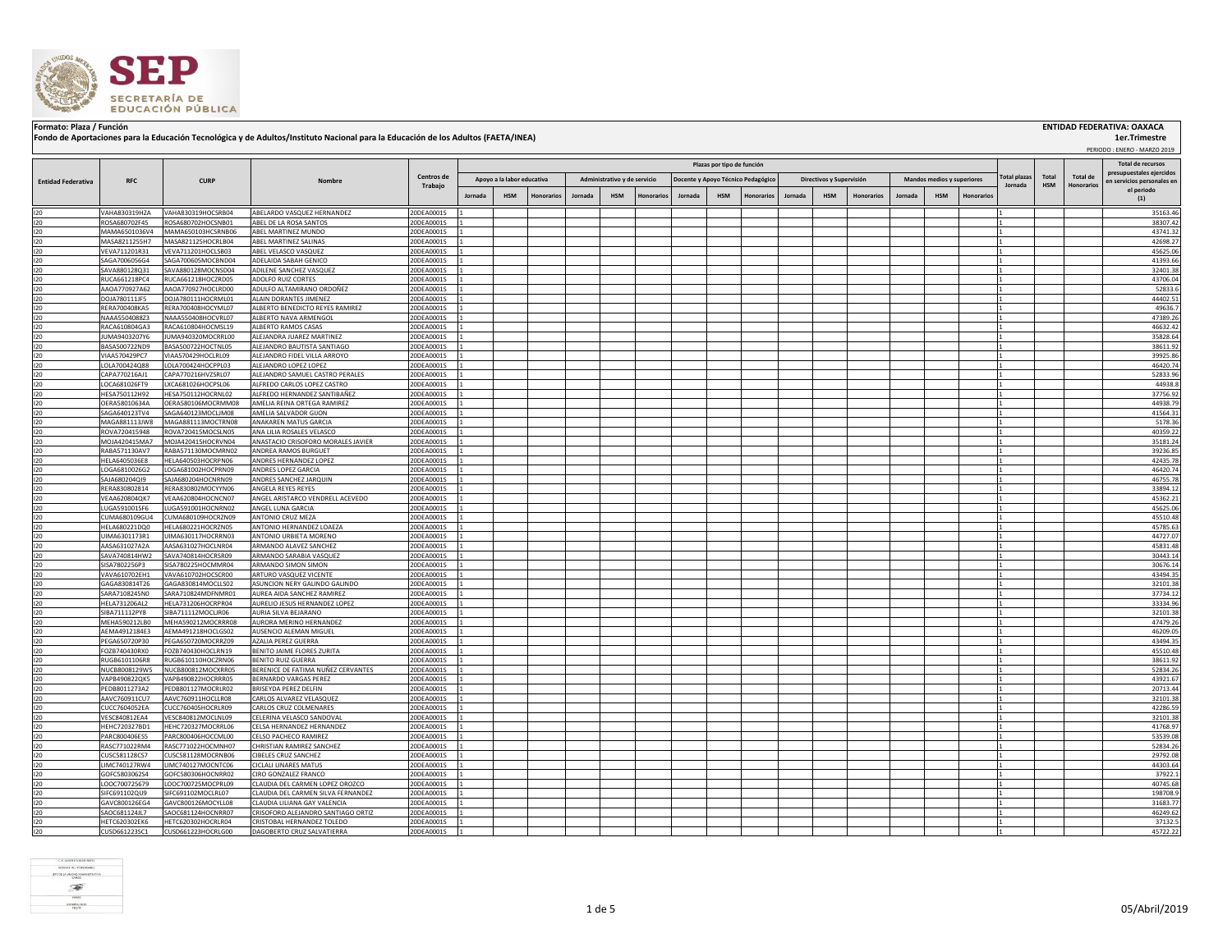**Formato: Plaza / Función**

**Fondo de Aportaciones para la Educación Tecnológica y de Adultos/Instituto Nacional para la Educación de los Adultos (FAETA/INEA)**

**ENTIDAD FEDERATIVA: OAXACA**

**1er.Trimestre**

PERIODO : ENERO - MARZO 2019

| Entidad Federativa | RFC | CURP | Nombre | Centros de Trabajo | Plazas por tipo de función | | | | | | | | | | | | | | | Total plazas Jornada | Total HSM | Total de Honorarios | Total de recursos presupuestales ejercidos en servicios personales en el periodo (1) |
|---|---|---|---|---|---|---|---|---|---|---|---|---|---|---|---|---|---|---|---|---|---|---|---|
| | | | | | Apoyo a la labor educativa | | | Administrativo y de servicio | | | Docente y Apoyo Técnico Pedagógico | | | Directivos y Supervisión | | | Mandos medios y superiores | | | | | | |
| | | | | | Jornada | HSM | Honorarios | Jornada | HSM | Honorarios | Jornada | HSM | Honorarios | Jornada | HSM | Honorarios | Jornada | HSM | Honorarios | | | | |
| I20 | VAHA830319HZA | VAHA830319HOCSRB04 | ABELARDO VASQUEZ HERNANDEZ | 20DEA0001S | 1 | | | | | | | | | | | | | | | 1 | | | 35163.46 |
| I20 | ROSA680702F45 | ROSA680702HOCSNB01 | ABEL DE LA ROSA SANTOS | 20DEA0001S | 1 | | | | | | | | | | | | | | | 1 | | | 38307.42 |
| I20 | MAMA6501036V4 | MAMA650103HCSRNB06 | ABEL MARTINEZ MUNDO | 20DEA0001S | 1 | | | | | | | | | | | | | | | 1 | | | 43741.32 |
| I20 | MASA8211255H7 | MASA821125HOCRLB04 | ABEL MARTINEZ SALINAS | 20DEA0001S | 1 | | | | | | | | | | | | | | | 1 | | | 42698.27 |
| I20 | VEVA711201R31 | VEVA711201HOCLSB03 | ABEL VELASCO VASQUEZ | 20DEA0001S | 1 | | | | | | | | | | | | | | | 1 | | | 45625.06 |
| I20 | SAGA7006056G4 | SAGA700605MOCBND04 | ADELAIDA SABAH GENICO | 20DEA0001S | 1 | | | | | | | | | | | | | | | 1 | | | 41393.66 |
| I20 | SAVA880128Q31 | SAVA880128MOCNSD04 | ADILENE SANCHEZ VASQUEZ | 20DEA0001S | 1 | | | | | | | | | | | | | | | 1 | | | 32401.38 |
| I20 | RUCA661218PC4 | RUCA661218HOCZRD05 | ADOLFO RUIZ CORTES | 20DEA0001S | 1 | | | | | | | | | | | | | | | 1 | | | 43706.04 |
| I20 | AAOA770927A62 | AAOA770927HOCLRD00 | ADULFO ALTAMIRANO ORDOÑEZ | 20DEA0001S | 1 | | | | | | | | | | | | | | | 1 | | | 52833.6 |
| I20 | DOJA780111JF5 | DOJA780111HOCRML01 | ALAIN DORANTES JIMENEZ | 20DEA0001S | 1 | | | | | | | | | | | | | | | 1 | | | 44402.51 |
| I20 | RERA700408KA5 | RERA700408HOCYML07 | ALBERTO BENEDICTO REYES RAMIREZ | 20DEA0001S | 1 | | | | | | | | | | | | | | | 1 | | | 49636.7 |
| I20 | NAAA5504088Z3 | NAAA550408HOCVRL07 | ALBERTO NAVA ARMENGOL | 20DEA0001S | 1 | | | | | | | | | | | | | | | 1 | | | 47389.26 |
| I20 | RACA610804GA3 | RACA610804HOCMSL19 | ALBERTO RAMOS CASAS | 20DEA0001S | 1 | | | | | | | | | | | | | | | 1 | | | 46632.42 |
| I20 | JUMA9403207Y6 | JUMA940320MOCRRL00 | ALEJANDRA JUAREZ MARTINEZ | 20DEA0001S | 1 | | | | | | | | | | | | | | | 1 | | | 35828.64 |
| I20 | BASA500722ND9 | BASA500722HOCTNL05 | ALEJANDRO BAUTISTA SANTIAGO | 20DEA0001S | 1 | | | | | | | | | | | | | | | 1 | | | 38611.92 |
| I20 | VIAA570429PC7 | VIAA570429HOCLRL09 | ALEJANDRO FIDEL VILLA ARROYO | 20DEA0001S | 1 | | | | | | | | | | | | | | | 1 | | | 39925.86 |
| I20 | LOLA700424Q88 | LOLA700424HOCPPL03 | ALEJANDRO LOPEZ LOPEZ | 20DEA0001S | 1 | | | | | | | | | | | | | | | 1 | | | 46420.74 |
| I20 | CAPA770216AJ1 | CAPA770216HVZSRL07 | ALEJANDRO SAMUEL CASTRO PERALES | 20DEA0001S | 1 | | | | | | | | | | | | | | | 1 | | | 52833.96 |
| I20 | LOCA681026FT9 | LXCA681026HOCPSL06 | ALFREDO CARLOS LOPEZ CASTRO | 20DEA0001S | 1 | | | | | | | | | | | | | | | 1 | | | 44938.8 |
| I20 | HESA750112H92 | HESA750112HOCRNL02 | ALFREDO HERNANDEZ SANTIBAÑEZ | 20DEA0001S | 1 | | | | | | | | | | | | | | | 1 | | | 37756.92 |
| I20 | OERA58010634A | OERA580106MOCRMM08 | AMELIA REINA ORTEGA RAMIREZ | 20DEA0001S | 1 | | | | | | | | | | | | | | | 1 | | | 44938.79 |
| I20 | SAGA640123TV4 | SAGA640123MOCLJM08 | AMELIA SALVADOR GIJON | 20DEA0001S | 1 | | | | | | | | | | | | | | | 1 | | | 41564.31 |
| I20 | MAGA881113JW8 | MAGA881113MOCTRN08 | ANAKAREN MATUS GARCIA | 20DEA0001S | 1 | | | | | | | | | | | | | | | 1 | | | 5178.36 |
| I20 | ROVA720415948 | ROVA720415MOCSLN05 | ANA LILIA ROSALES VELASCO | 20DEA0001S | 1 | | | | | | | | | | | | | | | 1 | | | 40359.22 |
| I20 | MOJA420415MA7 | MOJA420415HOCRVN04 | ANASTACIO CRISOFORO MORALES JAVIER | 20DEA0001S | 1 | | | | | | | | | | | | | | | 1 | | | 35181.24 |
| I20 | RABA571130AV7 | RABA571130MOCMRN02 | ANDREA RAMOS BURGUET | 20DEA0001S | 1 | | | | | | | | | | | | | | | 1 | | | 39236.85 |
| I20 | HELA6405036E8 | HELA640503HOCRPN06 | ANDRES HERNANDEZ LOPEZ | 20DEA0001S | 1 | | | | | | | | | | | | | | | 1 | | | 42435.78 |
| I20 | LOGA6810026G2 | LOGA681002HOCPRN09 | ANDRES LOPEZ GARCIA | 20DEA0001S | 1 | | | | | | | | | | | | | | | 1 | | | 46420.74 |
| I20 | SAJA680204QI9 | SAJA680204HOCNRN09 | ANDRES SANCHEZ JARQUIN | 20DEA0001S | 1 | | | | | | | | | | | | | | | 1 | | | 46755.78 |
| I20 | RERA830802814 | RERA830802MOCYYN06 | ANGELA REYES REYES | 20DEA0001S | 1 | | | | | | | | | | | | | | | 1 | | | 33894.12 |
| I20 | VEAA620804QK7 | VEAA620804HOCNCN07 | ANGEL ARISTARCO VENDRELL ACEVEDO | 20DEA0001S | 1 | | | | | | | | | | | | | | | 1 | | | 45362.21 |
| I20 | LUGA5910015F6 | LUGA591001HOCNRN02 | ANGEL LUNA GARCIA | 20DEA0001S | 1 | | | | | | | | | | | | | | | 1 | | | 45625.06 |
| I20 | CUMA680109GU4 | CUMA680109HOCRZN09 | ANTONIO CRUZ MEZA | 20DEA0001S | 1 | | | | | | | | | | | | | | | 1 | | | 45510.48 |
| I20 | HELA680221DQ0 | HELA680221HOCRZN05 | ANTONIO HERNANDEZ LOAEZA | 20DEA0001S | 1 | | | | | | | | | | | | | | | 1 | | | 45785.63 |
| I20 | UIMA6301173R1 | UIMA630117HOCRRN03 | ANTONIO URBIETA MORENO | 20DEA0001S | 1 | | | | | | | | | | | | | | | 1 | | | 44727.07 |
| I20 | AASA631027A2A | AASA631027HOCLNR04 | ARMANDO ALAVEZ SANCHEZ | 20DEA0001S | 1 | | | | | | | | | | | | | | | 1 | | | 45831.48 |
| I20 | SAVA740814HW2 | SAVA740814HOCRSR09 | ARMANDO SARABIA VASQUEZ | 20DEA0001S | 1 | | | | | | | | | | | | | | | 1 | | | 30443.14 |
| I20 | SISA7802256P3 | SISA780225HOCMMR04 | ARMANDO SIMON SIMON | 20DEA0001S | 1 | | | | | | | | | | | | | | | 1 | | | 30676.14 |
| I20 | VAVA610702EH1 | VAVA610702HOCSCR00 | ARTURO VASQUEZ VICENTE | 20DEA0001S | 1 | | | | | | | | | | | | | | | 1 | | | 43494.35 |
| I20 | GAGA830814T26 | GAGA830814MOCLLS02 | ASUNCION NERY GALINDO GALINDO | 20DEA0001S | 1 | | | | | | | | | | | | | | | 1 | | | 32101.38 |
| I20 | SARA7108245N0 | SARA710824MDFNMR01 | AUREA AIDA SANCHEZ RAMIREZ | 20DEA0001S | 1 | | | | | | | | | | | | | | | 1 | | | 37734.12 |
| I20 | HELA731206AL2 | HELA731206HOCRPR04 | AURELIO JESUS HERNANDEZ LOPEZ | 20DEA0001S | 1 | | | | | | | | | | | | | | | 1 | | | 33334.96 |
| I20 | SIBA711112PY8 | SIBA711112MOCLJR06 | AURIA SILVA BEJARANO | 20DEA0001S | 1 | | | | | | | | | | | | | | | 1 | | | 32101.38 |
| I20 | MEHA590212LB0 | MEHA590212MOCRRR08 | AURORA MERINO HERNANDEZ | 20DEA0001S | 1 | | | | | | | | | | | | | | | 1 | | | 47479.26 |
| I20 | AEMA4912184E3 | AEMA491218HOCLGS07 | AUSENCIO ALEMAN MIGUEL | 20DEA0001S | 1 | | | | | | | | | | | | | | | 1 | | | 46209.05 |
| I20 | PEGA650720P30 | PEGA650720MOCRRZ09 | AZALIA PEREZ GUERRA | 20DEA0001S | 1 | | | | | | | | | | | | | | | 1 | | | 43494.35 |
| I20 | FOZB740430RX0 | FOZB740430HOCLRN19 | BENITO JAIME FLORES ZURITA | 20DEA0001S | 1 | | | | | | | | | | | | | | | 1 | | | 45510.48 |
| I20 | RUGB6101106R8 | RUGB610110HOCZRN06 | BENITO RUIZ GUERRA | 20DEA0001S | 1 | | | | | | | | | | | | | | | 1 | | | 38611.92 |
| I20 | NUCB8008129W5 | NUCB800812MOCXRR05 | BERENICE DE FATIMA NUÑEZ CERVANTES | 20DEA0001S | 1 | | | | | | | | | | | | | | | 1 | | | 52834.26 |
| I20 | VAPB490822QK5 | VAPB490822HOCRRR05 | BERNARDO VARGAS PEREZ | 20DEA0001S | 1 | | | | | | | | | | | | | | | 1 | | | 43921.67 |
| I20 | PEDB8011273A2 | PEDB801127MOCRLR02 | BRISEYDA PEREZ DELFIN | 20DEA0001S | 1 | | | | | | | | | | | | | | | 1 | | | 20713.44 |
| I20 | AAVC760911CU7 | AAVC760911HOCLLR08 | CARLOS ALVAREZ VELASQUEZ | 20DEA0001S | 1 | | | | | | | | | | | | | | | 1 | | | 32101.38 |
| I20 | CUCC7604052EA | CUCC760405HOCRLR09 | CARLOS CRUZ COLMENARES | 20DEA0001S | 1 | | | | | | | | | | | | | | | 1 | | | 42286.59 |
| I20 | VESC840812EA4 | VESC840812MOCLNL09 | CELERINA VELASCO SANDOVAL | 20DEA0001S | 1 | | | | | | | | | | | | | | | 1 | | | 32101.38 |
| I20 | HEHC720327BD1 | HEHC720327MOCRRL06 | CELSA HERNANDEZ HERNANDEZ | 20DEA0001S | 1 | | | | | | | | | | | | | | | 1 | | | 41768.97 |
| I20 | PARC800406ES5 | PARC800406HOCCML00 | CELSO PACHECO RAMIREZ | 20DEA0001S | 1 | | | | | | | | | | | | | | | 1 | | | 53539.08 |
| I20 | RASC771022RM4 | RASC771022HOCMNH07 | CHRISTIAN RAMIREZ SANCHEZ | 20DEA0001S | 1 | | | | | | | | | | | | | | | 1 | | | 52834.26 |
| I20 | CUSC581128CS7 | CUSC581128MOCRNB06 | CIBELES CRUZ SANCHEZ | 20DEA0001S | 1 | | | | | | | | | | | | | | | 1 | | | 29792.08 |
| I20 | LIMC740127RW4 | LIMC740127MOCNTC06 | CICLALI LINARES MATUS | 20DEA0001S | 1 | | | | | | | | | | | | | | | 1 | | | 44303.64 |
| I20 | GOFC5803062S4 | GOFC580306HOCNRR02 | CIRO GONZALEZ FRANCO | 20DEA0001S | 1 | | | | | | | | | | | | | | | 1 | | | 37922.1 |
| I20 | LOOC700725679 | LOOC700725MOCPRL09 | CLAUDIA DEL CARMEN LOPEZ OROZCO | 20DEA0001S | 1 | | | | | | | | | | | | | | | 1 | | | 40745.68 |
| I20 | SIFC691102QU9 | SIFC691102MOCLRL07 | CLAUDIA DEL CARMEN SILVA FERNANDEZ | 20DEA0001S | 1 | | | | | | | | | | | | | | | 1 | | | 198708.9 |
| I20 | GAVC800126EG4 | GAVC800126MOCYLL08 | CLAUDIA LILIANA GAY VALENCIA | 20DEA0001S | 1 | | | | | | | | | | | | | | | 1 | | | 31683.77 |
| I20 | SAOC681124JL7 | SAOC681124HOCNRR07 | CRISOFORO ALEJANDRO SANTIAGO ORTIZ | 20DEA0001S | 1 | | | | | | | | | | | | | | | 1 | | | 46249.62 |
| I20 | HETC620302EK6 | HETC620302HOCRLR04 | CRISTOBAL HERNANDEZ TOLEDO | 20DEA0001S | 1 | | | | | | | | | | | | | | | 1 | | | 37132.5 |
| I20 | CUSD661223SC1 | CUSD661223HOCRLG00 | DAGOBERTO CRUZ SALVATIERRA | 20DEA0001S | 1 | | | | | | | | | | | | | | | 1 | | | 45722.22 |

05/Abril/2019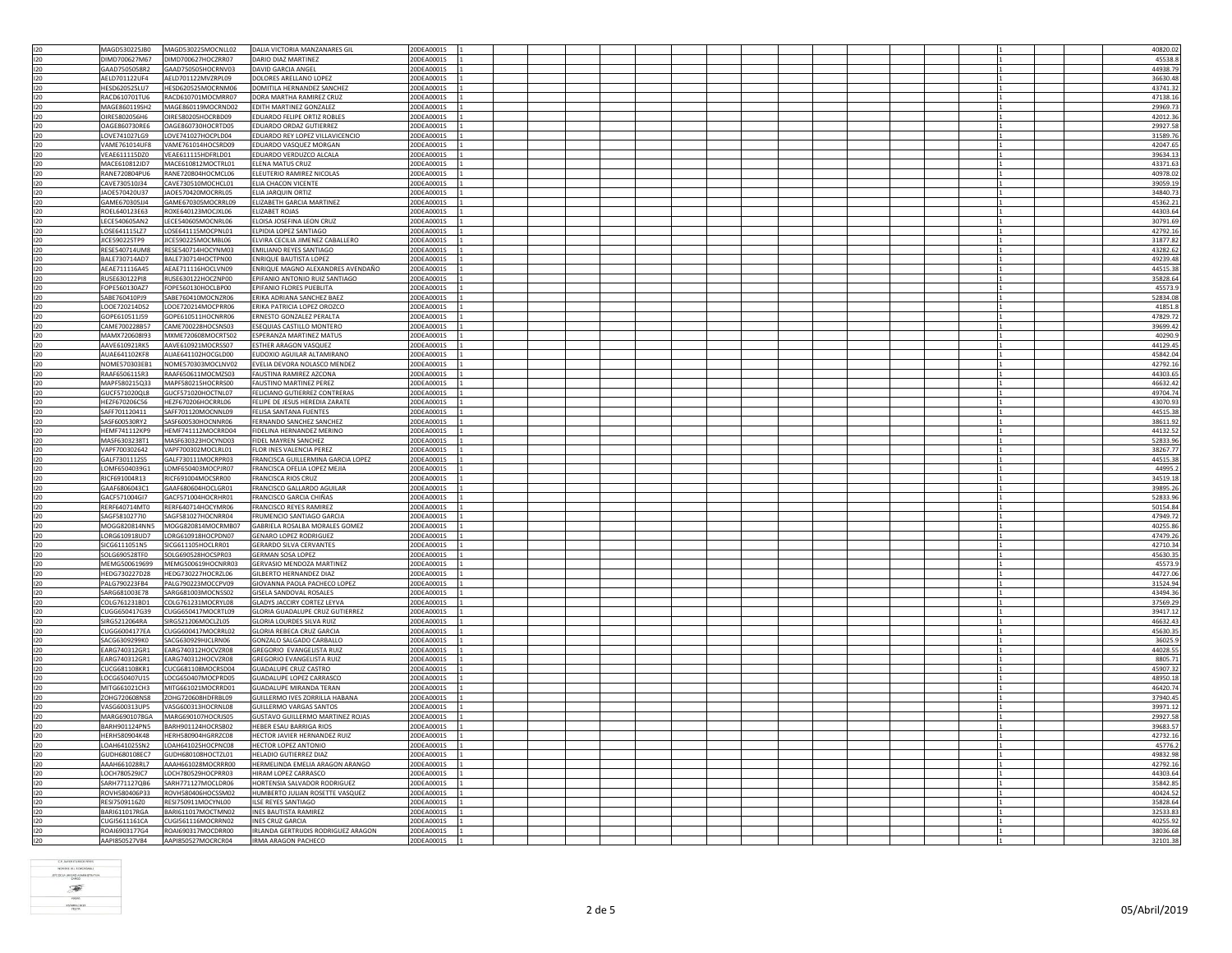| | | | | | | | | | | | | | | | | | | | | | | |
|---|---|---|---|---|---|---|---|---|---|---|---|---|---|---|---|---|---|---|---|---|---|---|
| I20 | MAGD530225JB0 | MAGD530225MOCNLL02 | DALIA VICTORIA MANZANARES GIL | 20DEA0001S | 1 | | | | | | | | | | | | | | | 1 | | 40820.02 |
| I20 | DIMD700627M67 | DIMD700627HOCZRR07 | DARIO DIAZ MARTINEZ | 20DEA0001S | 1 | | | | | | | | | | | | | | | 1 | | 45538.8 |
| I20 | GAAD750505BR2 | GAAD750505HOCRNV03 | DAVID GARCIA ANGEL | 20DEA0001S | 1 | | | | | | | | | | | | | | | 1 | | 44938.79 |
| I20 | AELD701122UF4 | AELD701122MVZRPL09 | DOLORES ARELLANO LOPEZ | 20DEA0001S | 1 | | | | | | | | | | | | | | | 1 | | 36630.48 |
| I20 | HESD620525LU7 | HESD620525MOCRNM06 | DOMITILA HERNANDEZ SANCHEZ | 20DEA0001S | 1 | | | | | | | | | | | | | | | 1 | | 43741.32 |
| I20 | RACD610701TU6 | RACD610701MOCMRR07 | DORA MARTHA RAMIREZ CRUZ | 20DEA0001S | 1 | | | | | | | | | | | | | | | 1 | | 47138.16 |
| I20 | MAGE860119SH2 | MAGE860119MOCRND02 | EDITH MARTINEZ GONZALEZ | 20DEA0001S | 1 | | | | | | | | | | | | | | | 1 | | 29969.73 |
| I20 | OIRE5802056H6 | OIRE580205HOCRBD09 | EDUARDO FELIPE ORTIZ ROBLES | 20DEA0001S | 1 | | | | | | | | | | | | | | | 1 | | 42012.36 |
| I20 | OAGE860730RE6 | OAGE860730HOCRTD05 | EDUARDO ORDAZ GUTIERREZ | 20DEA0001S | 1 | | | | | | | | | | | | | | | 1 | | 29927.58 |
| I20 | LOVE741027LG9 | LOVE741027HOCPLD04 | EDUARDO REY LOPEZ VILLAVICENCIO | 20DEA0001S | 1 | | | | | | | | | | | | | | | 1 | | 31589.76 |
| I20 | VAME761014UF8 | VAME761014HOCSRD09 | EDUARDO VASQUEZ MORGAN | 20DEA0001S | 1 | | | | | | | | | | | | | | | 1 | | 42047.65 |
| I20 | VEAE611115DZ0 | VEAE611115HDFRLD01 | EDUARDO VERDUZCO ALCALA | 20DEA0001S | 1 | | | | | | | | | | | | | | | 1 | | 39634.13 |
| I20 | MACE610812JD7 | MACE610812MOCTRL01 | ELENA MATUS CRUZ | 20DEA0001S | 1 | | | | | | | | | | | | | | | 1 | | 43371.63 |
| I20 | RANE720804PU6 | RANE720804HOCMCL06 | ELEUTERIO RAMIREZ NICOLAS | 20DEA0001S | 1 | | | | | | | | | | | | | | | 1 | | 40978.02 |
| I20 | CAVE730510JJ34 | CAVE730510MOCHCL01 | ELIA CHACON VICENTE | 20DEA0001S | 1 | | | | | | | | | | | | | | | 1 | | 39059.19 |
| I20 | JAOE570420U37 | JAOE570420MOCRRL05 | ELIA JARQUIN ORTIZ | 20DEA0001S | 1 | | | | | | | | | | | | | | | 1 | | 34840.73 |
| I20 | GAME670305JJ4 | GAME670305MOCRRL09 | ELIZABETH GARCIA MARTINEZ | 20DEA0001S | 1 | | | | | | | | | | | | | | | 1 | | 45362.21 |
| I20 | ROEL640123E63 | ROXE640123MOCJXL06 | ELIZABET ROJAS | 20DEA0001S | 1 | | | | | | | | | | | | | | | 1 | | 44303.64 |
| I20 | LECE540605AN2 | LECE540605MOCNRL06 | ELOISA JOSEFINA LEON CRUZ | 20DEA0001S | 1 | | | | | | | | | | | | | | | 1 | | 30791.69 |
| I20 | LOSE641115LZ7 | LOSE641115MOCPNL01 | ELPIDIA LOPEZ SANTIAGO | 20DEA0001S | 1 | | | | | | | | | | | | | | | 1 | | 42792.16 |
| I20 | JICE590225TP9 | JICE590225MOCMBL06 | ELVIRA CECILIA JIMENEZ CABALLERO | 20DEA0001S | 1 | | | | | | | | | | | | | | | 1 | | 31877.82 |
| I20 | RESE540714UM8 | RESE540714HOCYNM03 | EMILIANO REYES SANTIAGO | 20DEA0001S | 1 | | | | | | | | | | | | | | | 1 | | 43282.62 |
| I20 | BALE730714AD7 | BALE730714HOCTPN00 | ENRIQUE BAUTISTA LOPEZ | 20DEA0001S | 1 | | | | | | | | | | | | | | | 1 | | 49239.48 |
| I20 | AEAE711116A45 | AEAE711116HOCLVN09 | ENRIQUE MAGNO ALEXANDRES AVENDAÑO | 20DEA0001S | 1 | | | | | | | | | | | | | | | 1 | | 44515.38 |
| I20 | RUSE630122PI8 | RUSE630122HOCZNP00 | EPIFANIO ANTONIO RUIZ SANTIAGO | 20DEA0001S | 1 | | | | | | | | | | | | | | | 1 | | 35828.64 |
| I20 | FOPE560130AZ7 | FOPE560130HOCLBP00 | EPIFANIO FLORES PUEBLITA | 20DEA0001S | 1 | | | | | | | | | | | | | | | 1 | | 45573.9 |
| I20 | SABE760410PJ9 | SABE760410MOCNZR06 | ERIKA ADRIANA SANCHEZ BAEZ | 20DEA0001S | 1 | | | | | | | | | | | | | | | 1 | | 52834.08 |
| I20 | LOOE720214DS2 | LOOE720214MOCPRR06 | ERIKA PATRICIA LOPEZ OROZCO | 20DEA0001S | 1 | | | | | | | | | | | | | | | 1 | | 41851.8 |
| I20 | GOPE610511J59 | GOPE610511HOCNRR06 | ERNESTO GONZALEZ PERALTA | 20DEA0001S | 1 | | | | | | | | | | | | | | | 1 | | 47829.72 |
| I20 | CAME700228B57 | CAME700228HOCSNS03 | ESEQUIAS CASTILLO MONTERO | 20DEA0001S | 1 | | | | | | | | | | | | | | | 1 | | 39699.42 |
| I20 | MAMX720608I93 | MXME720608MOCRTS02 | ESPERANZA MARTINEZ MATUS | 20DEA0001S | 1 | | | | | | | | | | | | | | | 1 | | 40290.9 |
| I20 | AAVE610921RK5 | AAVE610921MOCRSS07 | ESTHER ARAGON VASQUEZ | 20DEA0001S | 1 | | | | | | | | | | | | | | | 1 | | 44129.45 |
| I20 | AUAE641102KF8 | AUAE641102HOCGLD00 | EUDOXIO AGUILAR ALTAMIRANO | 20DEA0001S | 1 | | | | | | | | | | | | | | | 1 | | 45842.04 |
| I20 | NOME570303EB1 | NOME570303MOCLNV02 | EVELIA DEVORA NOLASCO MENDEZ | 20DEA0001S | 1 | | | | | | | | | | | | | | | 1 | | 42792.16 |
| I20 | RAAF6506115R3 | RAAF650611MOCMZS03 | FAUSTINA RAMIREZ AZCONA | 20DEA0001S | 1 | | | | | | | | | | | | | | | 1 | | 44303.65 |
| I20 | MAPF580215Q33 | MAPF580215HOCRRS00 | FAUSTINO MARTINEZ PEREZ | 20DEA0001S | 1 | | | | | | | | | | | | | | | 1 | | 46632.42 |
| I20 | GUCF571020QL8 | GUCF571020HOCTNL07 | FELICIANO GUTIERREZ CONTRERAS | 20DEA0001S | 1 | | | | | | | | | | | | | | | 1 | | 49704.74 |
| I20 | HEZF670206C56 | HEZF670206HOCRRL06 | FELIPE DE JESUS HEREDIA ZARATE | 20DEA0001S | 1 | | | | | | | | | | | | | | | 1 | | 43070.93 |
| I20 | SAFF701120411 | SAFF701120MOCNNL09 | FELISA SANTANA FUENTES | 20DEA0001S | 1 | | | | | | | | | | | | | | | 1 | | 44515.38 |
| I20 | SASF600530RY2 | SASF600530HOCNNR06 | FERNANDO SANCHEZ SANCHEZ | 20DEA0001S | 1 | | | | | | | | | | | | | | | 1 | | 38611.92 |
| I20 | HEMF741112KP9 | HEMF741112MOCRRD04 | FIDELINA HERNANDEZ MERINO | 20DEA0001S | 1 | | | | | | | | | | | | | | | 1 | | 44132.52 |
| I20 | MASF6303238T1 | MASF630323HOCYND03 | FIDEL MAYREN SANCHEZ | 20DEA0001S | 1 | | | | | | | | | | | | | | | 1 | | 52833.96 |
| I20 | VAPF700302642 | VAPF700302MOCLRL01 | FLOR INES VALENCIA PEREZ | 20DEA0001S | 1 | | | | | | | | | | | | | | | 1 | | 38267.77 |
| I20 | GALF730111255 | GALF730111MOCRPR03 | FRANCISCA GUILLERMINA GARCIA LOPEZ | 20DEA0001S | 1 | | | | | | | | | | | | | | | 1 | | 44515.38 |
| I20 | LOMF6504039G1 | LOMF650403MOCPJR07 | FRANCISCA OFELIA LOPEZ MEJIA | 20DEA0001S | 1 | | | | | | | | | | | | | | | 1 | | 44995.2 |
| I20 | RICF691004R13 | RICF691004MOCSRR00 | FRANCISCA RIOS CRUZ | 20DEA0001S | 1 | | | | | | | | | | | | | | | 1 | | 34519.18 |
| I20 | GAAF6806043C1 | GAAF680604HOCLGR01 | FRANCISCO GALLARDO AGUILAR | 20DEA0001S | 1 | | | | | | | | | | | | | | | 1 | | 39895.26 |
| I20 | GACF571004GI7 | GACF571004HOCRHR01 | FRANCISCO GARCIA CHIÑAS | 20DEA0001S | 1 | | | | | | | | | | | | | | | 1 | | 52833.96 |
| I20 | RERF640714MT0 | RERF640714HOCYMR06 | FRANCISCO REYES RAMIREZ | 20DEA0001S | 1 | | | | | | | | | | | | | | | 1 | | 50154.84 |
| I20 | SAGF5810277I0 | SAGF581027HOCNRR04 | FRUMENCIO SANTIAGO GARCIA | 20DEA0001S | 1 | | | | | | | | | | | | | | | 1 | | 47949.72 |
| I20 | MOGG820814NN5 | MOGG820814MOCRMB07 | GABRIELA ROSALBA MORALES GOMEZ | 20DEA0001S | 1 | | | | | | | | | | | | | | | 1 | | 40255.86 |
| I20 | LORG610918UD7 | LORG610918HOCPDN07 | GENARO LOPEZ RODRIGUEZ | 20DEA0001S | 1 | | | | | | | | | | | | | | | 1 | | 47479.26 |
| I20 | SICG6111051N5 | SICG611105HOCLRR01 | GERARDO SILVA CERVANTES | 20DEA0001S | 1 | | | | | | | | | | | | | | | 1 | | 42710.34 |
| I20 | SOLG690528TF0 | SOLG690528HOCSPR03 | GERMAN SOSA LOPEZ | 20DEA0001S | 1 | | | | | | | | | | | | | | | 1 | | 45630.35 |
| I20 | MEMG500619699 | MEMG500619HOCNRR03 | GERVASIO MENDOZA MARTINEZ | 20DEA0001S | 1 | | | | | | | | | | | | | | | 1 | | 45573.9 |
| I20 | HEDG730227D28 | HEDG730227HOCRZL06 | GILBERTO HERNANDEZ DIAZ | 20DEA0001S | 1 | | | | | | | | | | | | | | | 1 | | 44727.06 |
| I20 | PALG790223FB4 | PALG790223MOCCPV09 | GIOVANNA PAOLA PACHECO LOPEZ | 20DEA0001S | 1 | | | | | | | | | | | | | | | 1 | | 31524.94 |
| I20 | SARG681003E78 | SARG681003MOCNSS02 | GISELA SANDOVAL ROSALES | 20DEA0001S | 1 | | | | | | | | | | | | | | | 1 | | 43494.36 |
| I20 | COLG761231BD1 | COLG761231MOCRYL08 | GLADYS JACCIRY CORTEZ LEYVA | 20DEA0001S | 1 | | | | | | | | | | | | | | | 1 | | 37569.29 |
| I20 | CUGG650417G39 | CUGG650417MOCRTL09 | GLORIA GUADALUPE CRUZ GUTIERREZ | 20DEA0001S | 1 | | | | | | | | | | | | | | | 1 | | 39417.12 |
| I20 | SIRG5212064RA | SIRG521206MOCLZL05 | GLORIA LOURDES SILVA RUIZ | 20DEA0001S | 1 | | | | | | | | | | | | | | | 1 | | 46632.43 |
| I20 | CUGG6004177EA | CUGG600417MOCRRL02 | GLORIA REBECA CRUZ GARCIA | 20DEA0001S | 1 | | | | | | | | | | | | | | | 1 | | 45630.35 |
| I20 | SACG6309299K0 | SACG630929HJCLRN06 | GONZALO SALGADO CARBALLO | 20DEA0001S | 1 | | | | | | | | | | | | | | | 1 | | 36025.9 |
| I20 | EARG740312GR1 | EARG740312HOCVZR08 | GREGORIO EVANGELISTA RUIZ | 20DEA0001S | 1 | | | | | | | | | | | | | | | 1 | | 44028.55 |
| I20 | EARG740312GR1 | EARG740312HOCVZR08 | GREGORIO EVANGELISTA RUIZ | 20DEA0001S | 1 | | | | | | | | | | | | | | | 1 | | 8805.71 |
| I20 | CUCG681108KR1 | CUCG681108MOCRSD04 | GUADALUPE CRUZ CASTRO | 20DEA0001S | 1 | | | | | | | | | | | | | | | 1 | | 45907.32 |
| I20 | LOCG650407U15 | LOCG650407MOCPRD05 | GUADALUPE LOPEZ CARRASCO | 20DEA0001S | 1 | | | | | | | | | | | | | | | 1 | | 48950.18 |
| I20 | MITG661021CH3 | MITG661021MOCRRD01 | GUADALUPE MIRANDA TERAN | 20DEA0001S | 1 | | | | | | | | | | | | | | | 1 | | 46420.74 |
| I20 | ZOHG720608NS8 | ZOHG720608HDFRBL09 | GUILLERMO IVES ZORRILLA HABANA | 20DEA0001S | 1 | | | | | | | | | | | | | | | 1 | | 37940.45 |
| I20 | VASG600313UP5 | VASG600313HOCRNL08 | GUILLERMO VARGAS SANTOS | 20DEA0001S | 1 | | | | | | | | | | | | | | | 1 | | 39971.12 |
| I20 | MARG6901078GA | MARG690107HOCRJS05 | GUSTAVO GUILLERMO MARTINEZ ROJAS | 20DEA0001S | 1 | | | | | | | | | | | | | | | 1 | | 29927.58 |
| I20 | BARH901124PN5 | BARH901124HOCRSB02 | HEBER ESAU BARRIGA RIOS | 20DEA0001S | 1 | | | | | | | | | | | | | | | 1 | | 39683.57 |
| I20 | HERH580904K48 | HERH580904HGRRZC08 | HECTOR JAVIER HERNANDEZ RUIZ | 20DEA0001S | 1 | | | | | | | | | | | | | | | 1 | | 42732.16 |
| I20 | LOAH641025SN2 | LOAH641025HOCPNC08 | HECTOR LOPEZ ANTONIO | 20DEA0001S | 1 | | | | | | | | | | | | | | | 1 | | 45776.2 |
| I20 | GUDH680108EC7 | GUDH680108HOCTZL01 | HELADIO GUTIERREZ DIAZ | 20DEA0001S | 1 | | | | | | | | | | | | | | | 1 | | 49832.98 |
| I20 | AAAH661028RL7 | AAAH661028MOCRRR00 | HERMELINDA EMELIA ARAGON ARANGO | 20DEA0001S | 1 | | | | | | | | | | | | | | | 1 | | 42792.16 |
| I20 | LOCH780529IC7 | LOCH780529HOCPRR03 | HIRAM LOPEZ CARRASCO | 20DEA0001S | 1 | | | | | | | | | | | | | | | 1 | | 44303.64 |
| I20 | SARH771127QB6 | SARH771127MOCLDR06 | HORTENSIA SALVADOR RODRIGUEZ | 20DEA0001S | 1 | | | | | | | | | | | | | | | 1 | | 35842.85 |
| I20 | ROVH580406P33 | ROVH580406HOCSSM02 | HUMBERTO JULIAN ROSETTE VASQUEZ | 20DEA0001S | 1 | | | | | | | | | | | | | | | 1 | | 40424.52 |
| I20 | RESI7509116Z0 | RESI750911MOCYNL00 | ILSE REYES SANTIAGO | 20DEA0001S | 1 | | | | | | | | | | | | | | | 1 | | 35828.64 |
| I20 | BARI611017RGA | BARI611017MOCTMN02 | INES BAUTISTA RAMIREZ | 20DEA0001S | 1 | | | | | | | | | | | | | | | 1 | | 32533.83 |
| I20 | CUGI561116ICA | CUGI561116MOCRRN02 | INES CRUZ GARCIA | 20DEA0001S | 1 | | | | | | | | | | | | | | | 1 | | 40255.92 |
| I20 | ROAI6903177G4 | ROAI690317MOCDRR00 | IRLANDA GERTRUDIS RODRIGUEZ ARAGON | 20DEA0001S | 1 | | | | | | | | | | | | | | | 1 | | 38036.68 |
| I20 | AAPI850527V84 | AAPI850527MOCRCR04 | IRMA ARAGON PACHECO | 20DEA0001S | 1 | | | | | | | | | | | | | | | 1 | | 32101.38 |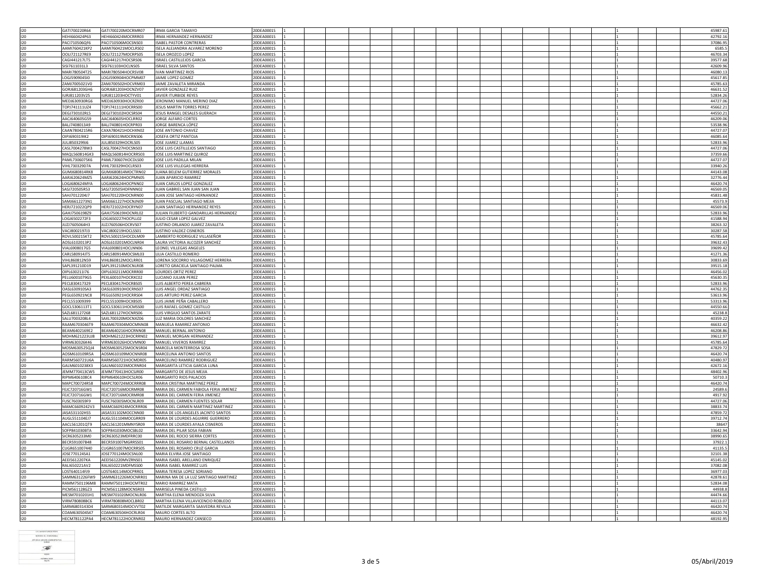| | | | | | | | | | | | | | | | | | | | | |
|---|---|---|---|---|---|---|---|---|---|---|---|---|---|---|---|---|---|---|---|---|
| I20 | GATI700220R64 | GATI700220MOCRMR07 | IRMA GARCIA TAMAYO | 20DEA0001S | 1 | | | | | | | | | | | | | 1 | | 45987.61 |
| I20 | HEHI660424P63 | HEHI660424MOCRRR03 | IRMA HERNANDEZ HERNANDEZ | 20DEA0001S | 1 | | | | | | | | | | | | | 1 | | 42792.16 |
| I20 | PACI710506QF6 | PACI710506MOCSNS03 | ISABEL PASTOR CONTRERAS | 20DEA0001S | 1 | | | | | | | | | | | | | 1 | | 37086.95 |
| I20 | AAMI760421KP2 | AAMI760421MOCLRS02 | ISELA ALEJANDRA ALVAREZ MORENO | 20DEA0001S | 1 | | | | | | | | | | | | | 1 | | 6585.5 |
| I20 | OOLI721127RE9 | OOLI721127MOCRPS05 | ISELA OROZCO LOPEZ | 20DEA0001S | 1 | | | | | | | | | | | | | 1 | | 46703.34 |
| I20 | CAGI441217LT5 | CAGI441217HOCSRS06 | ISRAEL CASTILLEJOS GARCIA | 20DEA0001S | 1 | | | | | | | | | | | | | 1 | | 39577.68 |
| I20 | SISI7611031L3 | SISI761103HOCLNS05 | ISRAEL SILVA SANTOS | 20DEA0001S | 1 | | | | | | | | | | | | | 1 | | 42609.96 |
| I20 | MARI780504T25 | MARI780504HOCRSV08 | IVAN MARTINEZ RIOS | 20DEA0001S | 1 | | | | | | | | | | | | | 1 | | 46080.13 |
| I20 | LOGJ5909045I0 | LOGJ590904HOCPMM07 | JAIME LOPEZ GOMEZ | 20DEA0001S | 1 | | | | | | | | | | | | | 1 | | 45617.85 |
| I20 | ZAMJ7005021V0 | ZAMJ700502HOCVRM03 | JAIME ZAVALETA MIRANDA | 20DEA0001S | 1 | | | | | | | | | | | | | 1 | | 45785.63 |
| I20 | GORJ681203GH6 | GORJ681203HOCNZV07 | JAVIER GONZALEZ RUIZ | 20DEA0001S | 1 | | | | | | | | | | | | | 1 | | 46631.52 |
| I20 | IURJ811203V25 | IURJ811203HOCTYV01 | JAVIER ITURBIDE REYES | 20DEA0001S | 1 | | | | | | | | | | | | | 1 | | 52834.26 |
| I20 | MEDJ630930RG6 | MEDJ630930HOCRZR00 | JERONIMO MANUEL MERINO DIAZ | 20DEA0001S | 1 | | | | | | | | | | | | | 1 | | 44727.06 |
| I20 | TOPJ741111UZ4 | TOPJ741111HOCRRS00 | JESUS MARTIN TORRES PEREZ | 20DEA0001S | 1 | | | | | | | | | | | | | 1 | | 45662.21 |
| I20 | DEGJ730102RL5 | DEGJ730102HOCSRS04 | JESUS RANGEL DESALES GUERACH | 20DEA0001S | 1 | | | | | | | | | | | | | 1 | | 44550.21 |
| I20 | AACJ640605G59 | AACJ640605HOCLRR02 | JORGE ALFARO CORTES | 20DEA0001S | 1 | | | | | | | | | | | | | 1 | | 46209.06 |
| I20 | BALJ7408013A9 | BALJ740801HOCRPR03 | JORGE BARENCA LÓPEZ | 20DEA0001S | 1 | | | | | | | | | | | | | 1 | | 53538.96 |
| I20 | CAAN7804215R6 | CAXA780421HOCHXN02 | JOSE ANTONIO CHAVEZ | 20DEA0001S | 1 | | | | | | | | | | | | | 1 | | 44727.07 |
| I20 | OIPJ690319IK2 | OIPJ690319MOCRNS06 | JOSEFA ORTIZ PANTOJA | 20DEA0001S | 1 | | | | | | | | | | | | | 1 | | 46085.64 |
| I20 | JULJ850329IJ6 | JULJ850329HOCRLS05 | JOSE JUAREZ LLAMAS | 20DEA0001S | 1 | | | | | | | | | | | | | 1 | | 52833.96 |
| I20 | CASL7004278W3 | CASL700427HOCSNS03 | JOSE LUIS CASTILLEJOS SANTIAGO | 20DEA0001S | 1 | | | | | | | | | | | | | 1 | | 44727.06 |
| I20 | MAQL560814GK3 | MAQL560814HOCRRS03 | JOSE LUIS MARTINEZ QUIROZ | 20DEA0001S | 1 | | | | | | | | | | | | | 1 | | 37359.66 |
| I20 | PAML7306075K6 | PAML730607HOCDLS00 | JOSE LUIS PADILLA MILAN | 20DEA0001S | 1 | | | | | | | | | | | | | 1 | | 44727.07 |
| I20 | VIHL730329D7A | VIHL730329HOCLRS03 | JOSE LUIS VILLEGAS HERRERA | 20DEA0001S | 1 | | | | | | | | | | | | | 1 | | 33940.26 |
| I20 | GUMJ680814RK8 | GUMJ680814MOCTRN02 | JUANA BELEM GUTIERREZ MORALES | 20DEA0001S | 1 | | | | | | | | | | | | | 1 | | 44143.08 |
| I20 | AARJ620624MZ5 | AARJ620624HOCPMN05 | JUAN APARICIO RAMIREZ | 20DEA0001S | 1 | | | | | | | | | | | | | 1 | | 32776.44 |
| I20 | LOGJ680624MYA | LOGJ680624HOCPNN02 | JUAN CARLOS LOPEZ GONZALEZ | 20DEA0001S | 1 | | | | | | | | | | | | | 1 | | 46420.74 |
| I20 | SASJ720505R53 | SASJ720505HDFNNN02 | JUAN GABRIEL SAN JUAN SAN JUAN | 20DEA0001S | 1 | | | | | | | | | | | | | 1 | | 46569.05 |
| I20 | SAHJ7012204J7 | SAHJ701220HOCNRN00 | JUAN JOSE SANTIAGO HERNANDEZ | 20DEA0001S | 1 | | | | | | | | | | | | | 1 | | 45831.48 |
| I20 | SAMJ6612273N1 | SAMJ661227HOCNJN09 | JUAN PASCUAL SANTIAGO MEJIA | 20DEA0001S | 1 | | | | | | | | | | | | | 1 | | 45573.9 |
| I20 | HERJ721022QP9 | HERJ721022HOCRYN07 | JUAN SANTIAGO HERNANDEZ REYES | 20DEA0001S | 1 | | | | | | | | | | | | | 1 | | 46569.06 |
| I20 | GAHJ7506198Z9 | GAHJ750619HOCNRL02 | JULIAN FILIBERTO GANDARILLAS HERNANDEZ | 20DEA0001S | 1 | | | | | | | | | | | | | 1 | | 52833.96 |
| I20 | LOGJ6502272F3 | LOGJ650227HOCPLL02 | JULIO CESAR LOPEZ GALVEZ | 20DEA0001S | 1 | | | | | | | | | | | | | 1 | | 41588.94 |
| I20 | JUZJ7605064H3 | JUZJ760506HOCRVS07 | JUSTINO ORLANDO JUAREZ ZAVALETA | 20DEA0001S | 1 | | | | | | | | | | | | | 1 | | 38263.32 |
| I20 | VACJ8002197J3 | VACJ800219HOCLSS01 | JUSTINO VALDEZ CISNEROS | 20DEA0001S | 1 | | | | | | | | | | | | | 1 | | 30287.58 |
| I20 | ROVL500215KT2 | ROVL500215HOCDLM09 | LAMBERTO RODRIGUEZ VILLASEÑOR | 20DEA0001S | 1 | | | | | | | | | | | | | 1 | | 45785.64 |
| I20 | AOSL6102013P2 | AOSL610201MOCLNR04 | LAURA VICTORIA ALCOZER SANCHEZ | 20DEA0001S | 1 | | | | | | | | | | | | | 1 | | 39632.43 |
| I20 | VIAL6908017G5 | VIAL690801HOCLNN06 | LEONEL VILLEGAS ANGELES | 20DEA0001S | 1 | | | | | | | | | | | | | 1 | | 39699.42 |
| I20 | CARL580914JT5 | CARL580914MOCSML03 | LILIA CASTILLO ROMERO | 20DEA0001S | 1 | | | | | | | | | | | | | 1 | | 41271.36 |
| I20 | VIHL860812N59 | VIHL860812MOCLRR01 | LORENA SOCORRO VILLAGOMEZ HERRERA | 20DEA0001S | 1 | | | | | | | | | | | | | 1 | | 30833.69 |
| I20 | SAPL391210D19 | SAPL391210MOCNLR08 | LORETO GRACIELA SANTIAGO PALMA | 20DEA0001S | 1 | | | | | | | | | | | | | 1 | | 39515.18 |
| I20 | OIPL630211I76 | OIPL630211MOCRRR00 | LOURDES ORTIZ PEREZ | 20DEA0001S | 1 | | | | | | | | | | | | | 1 | | 46456.02 |
| I20 | PELU6001079G5 | PEXL600107HOCRXC02 | LUCIANO JULIAN PEREZ | 20DEA0001S | 1 | | | | | | | | | | | | | 1 | | 45630.35 |
| I20 | PECL830417329 | PECL830417HOCRBS05 | LUIS ALBERTO PEREA CABRERA | 20DEA0001S | 1 | | | | | | | | | | | | | 1 | | 52833.96 |
| I20 | OASL630910SA3 | OASL630910HOCRNS07 | LUIS ANGEL ORDAZ SANTIAGO | 20DEA0001S | 1 | | | | | | | | | | | | | 1 | | 44762.35 |
| I20 | PEGL650921NC8 | PEGL650921HOCRRS04 | LUIS ARTURO PEREZ GARCIA | 20DEA0001S | 1 | | | | | | | | | | | | | 1 | | 53613.96 |
| I20 | PECL551009399 | PECL551009HOCXBS05 | LUIS JAIME PEÑA CABALLERO | 20DEA0001S | 1 | | | | | | | | | | | | | 1 | | 53313.96 |
| I20 | GOCL5306113T1 | GOCL530611HOCMSS00 | LUIS RAFAEL GOMEZ CASTILLO | 20DEA0001S | 1 | | | | | | | | | | | | | 1 | | 44550.66 |
| I20 | SAZL681127268 | SAZL681127HOCNRS06 | LUIS VIRGILIO SANTOS ZARATE | 20DEA0001S | 1 | | | | | | | | | | | | | 1 | | 45238.8 |
| I20 | SALU7003208L4 | SAXL700320MOCNXZ06 | LUZ MARIA DOLORES SANCHEZ | 20DEA0001S | 1 | | | | | | | | | | | | | 1 | | 40359.22 |
| I20 | RAAM6703046T9 | RAAM670304MOCMNN08 | MANUELA RAMIREZ ANTONIO | 20DEA0001S | 1 | | | | | | | | | | | | | 1 | | 46632.42 |
| I20 | BEAM6402169E2 | BEAM640216HOCRNN08 | MANUEL BERNAL ANTONIO | 20DEA0001S | 1 | | | | | | | | | | | | | 1 | | 46208.86 |
| I20 | MOHM621223UJ8 | MOHM621223HOCRRN02 | MANUEL MORGAN HERNANDEZ | 20DEA0001S | 1 | | | | | | | | | | | | | 1 | | 39612.97 |
| I20 | VIRM630326K46 | VIRM630326HOCVMN00 | MANUEL VIVEROS RAMIREZ | 20DEA0001S | 1 | | | | | | | | | | | | | 1 | | 45785.64 |
| I20 | MOSM630525QJ4 | MOSM630525MOCNSR04 | MARCELA MONTERROSA SOSA | 20DEA0001S | 1 | | | | | | | | | | | | | 1 | | 47829.72 |
| I20 | AOSM610109R5A | AOSM610109MOCNNR08 | MARCELINA ANTONIO SANTOS | 20DEA0001S | 1 | | | | | | | | | | | | | 1 | | 46420.74 |
| I20 | RARM560721U6A | RARM560721HOCMDR05 | MARCELINO RAMIREZ RODRIGUEZ | 20DEA0001S | 1 | | | | | | | | | | | | | 1 | | 40480.97 |
| I20 | GALM6010238X3 | GALM601023MOCRNR04 | MARGARITA LETICIA GARCIA LUNA | 20DEA0001S | 1 | | | | | | | | | | | | | 1 | | 42672.16 |
| I20 | JEMM770413CW5 | JEMM770413HOCSJR00 | MARGARITO DE JESUS MEJIA | 20DEA0001S | 1 | | | | | | | | | | | | | 1 | | 48402.96 |
| I20 | RIPM6406108C4 | RIPM640610HOCSLR06 | MARGARITO RIOS PALACIOS | 20DEA0001S | 1 | | | | | | | | | | | | | 1 | | 50710.3 |
| I20 | MAPC700724R58 | MAPC700724MOCRRR08 | MARIA CRISTINA MARTINEZ PEREZ | 20DEA0001S | 1 | | | | | | | | | | | | | 1 | | 46420.74 |
| I20 | FEJC720716GW1 | FEJC720716MOCRMR08 | MARIA DEL CARMEN FABIOLA FERIA JIMENEZ | 20DEA0001S | 1 | | | | | | | | | | | | | 1 | | 24589.6 |
| I20 | FEJC720716GW1 | FEJC720716MOCRMR08 | MARIA DEL CARMEN FERIA JIMENEZ | 20DEA0001S | 1 | | | | | | | | | | | | | 1 | | 4917.92 |
| I20 | FUSC7603059F9 | FUSC760305MOCNLR09 | MARIA DEL CARMEN FUENTES SOLAR | 20DEA0001S | 1 | | | | | | | | | | | | | 1 | | 44727.06 |
| I20 | MAMC6609242V3 | MAMC660924MOCRRR06 | MARIA DEL CARMEN MARTINEZ MARTINEZ | 20DEA0001S | 1 | | | | | | | | | | | | | 1 | | 38833.74 |
| I20 | JASA531102HS5 | JASA531102MOCCNN00 | MARIA DE LOS ANGELES JACINTO SANTOS | 20DEA0001S | 1 | | | | | | | | | | | | | 1 | | 47859.72 |
| I20 | AUGL551104EJ7 | AUGL551104MOCGRR09 | MARIA DE LOURDES AGUIRRE GUERRERO | 20DEA0001S | 1 | | | | | | | | | | | | | 1 | | 39712.74 |
| I20 | AACL561201QT9 | AACL561201MMNYSR09 | MARIA DE LOURDES AYALA CISNEROS | 20DEA0001S | 1 | | | | | | | | | | | | | 1 | | 38647 |
| I20 | SOFP841030BTA | SOFP841030MOCSBL02 | MARIA DEL PILAR SOSA FABIAN | 20DEA0001S | 1 | | | | | | | | | | | | | 1 | | 33642.94 |
| I20 | SICR6305233M0 | SICR630523MDFRRC00 | MARIA DEL ROCIO SIERRA CORTES | 20DEA0001S | 1 | | | | | | | | | | | | | 1 | | 38990.65 |
| I20 | BECR591007B48 | BECR591007MGRRSS01 | MARIA DEL ROSARIO BERNAL CASTELLANOS | 20DEA0001S | 1 | | | | | | | | | | | | | 1 | | 37922.1 |
| I20 | CUGR651007440 | CUGR651007MOCRRS05 | MARIA DEL ROSARIO CRUZ GARCIA | 20DEA0001S | 1 | | | | | | | | | | | | | 1 | | 41135.5 |
| I20 | JOSE770124SA1 | JOSE770124MOCSNL00 | MARIA ELVIRA JOSE SANTIAGO | 20DEA0001S | 1 | | | | | | | | | | | | | 1 | | 32101.38 |
| I20 | AEEI5612207KA | AEEI561220MVZRNS01 | MARIA ISABEL ARELLANO ENRIQUEZ | 20DEA0001S | 1 | | | | | | | | | | | | | 1 | | 45145.02 |
| I20 | RALI650221AV2 | RALI650221MDFMSS00 | MARIA ISABEL RAMIREZ LUIS | 20DEA0001S | 1 | | | | | | | | | | | | | 1 | | 37082.08 |
| I20 | LOST640114FJ9 | LOST640114MOCPRR01 | MARIA TERESA LOPEZ SORIANO | 20DEA0001S | 1 | | | | | | | | | | | | | 1 | | 36977.03 |
| I20 | SAMM631226FW9 | SAMM631226MOCNRR01 | MARINA MA DE LA LUZ SANTIAGO MARTINEZ | 20DEA0001S | 1 | | | | | | | | | | | | | 1 | | 42878.61 |
| I20 | RAMM7501196M8 | RAMM750119HOCMTR02 | MARIO RAMIREZ MATA | 20DEA0001S | 1 | | | | | | | | | | | | | 1 | | 52834.08 |
| I20 | PICM561128GZ3 | PICM561128MOCNSR03 | MARISELA PINEDA CASTILLO | 20DEA0001S | 1 | | | | | | | | | | | | | 1 | | 44938.8 |
| I20 | MESM7010201H1 | MESM701020MOCNLR06 | MARTHA ELENA MENDOZA SILVA | 20DEA0001S | 1 | | | | | | | | | | | | | 1 | | 44474.66 |
| I20 | VIRM780808BC6 | VIRM780808MOCLBR02 | MARTHA ELENA VILLAVICENCIO ROBLEDO | 20DEA0001S | 1 | | | | | | | | | | | | | 1 | | 44113.07 |
| I20 | SARM6803143D4 | SARM680314MOCVVT02 | MATILDE MARGARITA SAAVEDRA REVILLA | 20DEA0001S | 1 | | | | | | | | | | | | | 1 | | 46420.74 |
| I20 | COAM630504S47 | COAM630504HOCRLR04 | MAURO CORTES ALTO | 20DEA0001S | 1 | | | | | | | | | | | | | 1 | | 46420.74 |
| I20 | HECM781122PA4 | HECM781122HOCRNR02 | MAURO HERNANDEZ CANSECO | 20DEA0001S | 1 | | | | | | | | | | | | | 1 | | 48192.95 |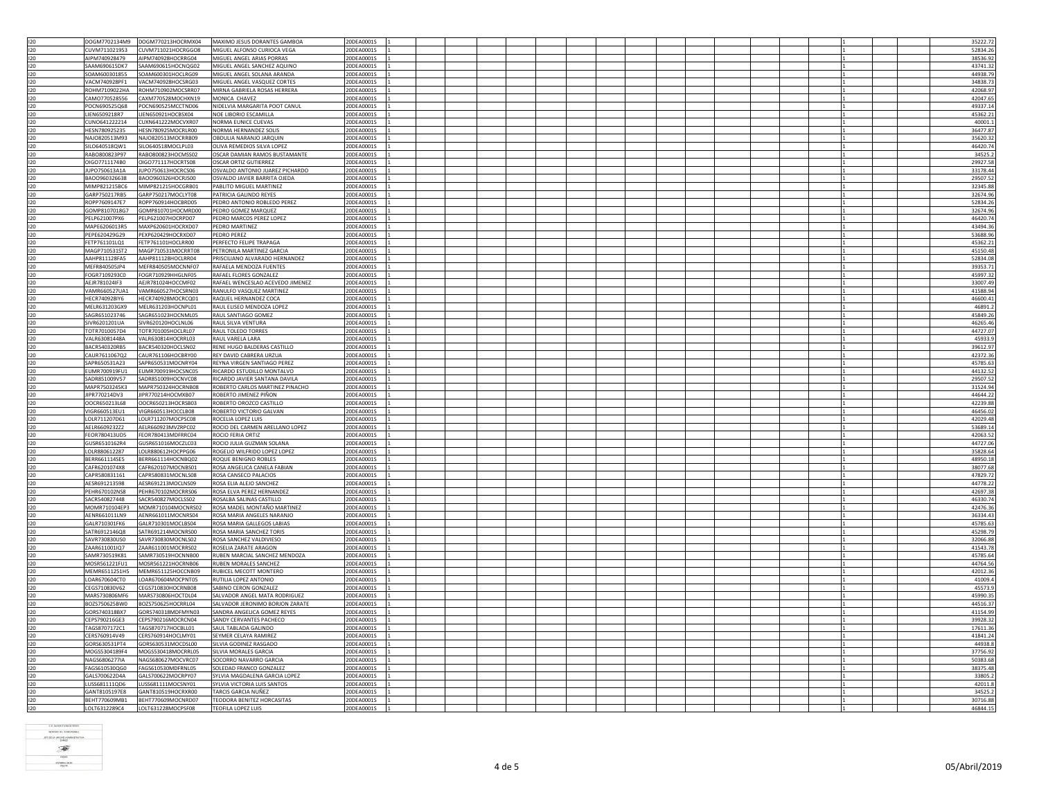| | | | | | | | | | | | | | | | | | |
|---|---|---|---|---|---|---|---|---|---|---|---|---|---|---|---|---|---|
| I20 | DOGM7702134M9 | DOGM770213HOCRMX04 | MAXIMO JESUS DORANTES GAMBOA | 20DEA0001S | 1 | | | | | | | | | | 1 | | 35222.72 |
| I20 | CUVM711021953 | CUVM711021HOCRGG08 | MIGUEL ALFONSO CURIOCA VEGA | 20DEA0001S | 1 | | | | | | | | | | 1 | | 52834.26 |
| I20 | AIPM740928479 | AIPM740928HOCRRG04 | MIGUEL ANGEL ARIAS PORRAS | 20DEA0001S | 1 | | | | | | | | | | 1 | | 38536.92 |
| I20 | SAAM690615DK7 | SAAM690615HOCNQG02 | MIGUEL ANGEL SANCHEZ AQUINO | 20DEA0001S | 1 | | | | | | | | | | 1 | | 43741.32 |
| I20 | SOAM600301855 | SOAM600301HOCLRG09 | MIGUEL ANGEL SOLANA ARANDA | 20DEA0001S | 1 | | | | | | | | | | 1 | | 44938.79 |
| I20 | VACM740928PF1 | VACM740928HOCSRG03 | MIGUEL ANGEL VASQUEZ CORTES | 20DEA0001S | 1 | | | | | | | | | | 1 | | 34838.73 |
| I20 | ROHM7109022HA | ROHM710902MOCSRR07 | MIRNA GABRIELA ROSAS HERRERA | 20DEA0001S | 1 | | | | | | | | | | 1 | | 42068.97 |
| I20 | CAMO770528556 | CAXM770528MOCHXN19 | MONICA CHAVEZ | 20DEA0001S | 1 | | | | | | | | | | 1 | | 42047.65 |
| I20 | POCN690525Q68 | POCN690525MCCTND06 | NIDELVIA MARGARITA POOT CANUL | 20DEA0001S | 1 | | | | | | | | | | 1 | | 49337.14 |
| I20 | LIEN6509218R7 | LIEN650921HOCBSX04 | NOE LIBORIO ESCAMILLA | 20DEA0001S | 1 | | | | | | | | | | 1 | | 45362.21 |
| I20 | CUNO641222214 | CUXN641222MOCVXR07 | NORMA EUNICE CUEVAS | 20DEA0001S | 1 | | | | | | | | | | 1 | | 40001.1 |
| I20 | HESN780925235 | HESN780925MOCRLR00 | NORMA HERNANDEZ SOLIS | 20DEA0001S | 1 | | | | | | | | | | 1 | | 36477.87 |
| I20 | NAJO820513M93 | NAJO820513MOCRRB09 | OBDULIA NARANJO JARQUIN | 20DEA0001S | 1 | | | | | | | | | | 1 | | 35620.32 |
| I20 | SILO640518QW1 | SILO640518MOCLPL03 | OLIVA REMEDIOS SILVA LOPEZ | 20DEA0001S | 1 | | | | | | | | | | 1 | | 46420.74 |
| I20 | RABO800823P97 | RABO800823HOCMSS02 | OSCAR DAMIAN RAMOS BUSTAMANTE | 20DEA0001S | 1 | | | | | | | | | | 1 | | 34525.2 |
| I20 | OIGO7711174B0 | OIGO771117HOCRTS08 | OSCAR ORTIZ GUTIERREZ | 20DEA0001S | 1 | | | | | | | | | | 1 | | 29927.58 |
| I20 | JUPO750613A1A | JUPO750613HOCRCS06 | OSVALDO ANTONIO JUAREZ PICHARDO | 20DEA0001S | 1 | | | | | | | | | | 1 | | 33178.44 |
| I20 | BAOO960326638 | BAOO960326HOCRJS00 | OSVALDO JAVIER BARRITA OJEDA | 20DEA0001S | 1 | | | | | | | | | | 1 | | 29507.52 |
| I20 | MIMP821215BC6 | MIMP821215HOCGRB01 | PABLITO MIGUEL MARTINEZ | 20DEA0001S | 1 | | | | | | | | | | 1 | | 32345.88 |
| I20 | GARP750217RB5 | GARP750217MOCLYT08 | PATRICIA GALINDO REYES | 20DEA0001S | 1 | | | | | | | | | | 1 | | 32674.96 |
| I20 | ROPP7609147E7 | ROPP760914HOCBRD05 | PEDRO ANTONIO ROBLEDO PEREZ | 20DEA0001S | 1 | | | | | | | | | | 1 | | 52834.26 |
| I20 | GOMP8107018G7 | GOMP810701HOCMRD00 | PEDRO GOMEZ MARQUEZ | 20DEA0001S | 1 | | | | | | | | | | 1 | | 32674.96 |
| I20 | PELP621007PX6 | PELP621007HOCRPD07 | PEDRO MARCOS PEREZ LOPEZ | 20DEA0001S | 1 | | | | | | | | | | 1 | | 46420.74 |
| I20 | MAPE6206013R5 | MAXP620601HOCRXD07 | PEDRO MARTINEZ | 20DEA0001S | 1 | | | | | | | | | | 1 | | 43494.36 |
| I20 | PEPE620429G29 | PEXP620429HOCRXD07 | PEDRO PEREZ | 20DEA0001S | 1 | | | | | | | | | | 1 | | 53688.96 |
| I20 | FETP761101LQ1 | FETP761101HOCLRR00 | PERFECTO FELIPE TRAPAGA | 20DEA0001S | 1 | | | | | | | | | | 1 | | 45362.21 |
| I20 | MAGP710531ST2 | MAGP710531MOCRRT08 | PETRONILA MARTINEZ GARCIA | 20DEA0001S | 1 | | | | | | | | | | 1 | | 45150.48 |
| I20 | AAHP811128FA5 | AAHP811128HOCLRR04 | PRISCILIANO ALVARADO HERNANDEZ | 20DEA0001S | 1 | | | | | | | | | | 1 | | 52834.08 |
| I20 | MEFR840505JP4 | MEFR840505MOCNNF07 | RAFAELA MENDOZA FUENTES | 20DEA0001S | 1 | | | | | | | | | | 1 | | 39353.71 |
| I20 | FOGR7109293C0 | FOGR710929HHGLNF05 | RAFAEL FLORES GONZALEZ | 20DEA0001S | 1 | | | | | | | | | | 1 | | 45997.32 |
| I20 | AEJR781024IF3 | AEJR781024HOCCMF02 | RAFAEL WENCESLAO ACEVEDO JIMENEZ | 20DEA0001S | 1 | | | | | | | | | | 1 | | 33007.49 |
| I20 | VAMR660527UA1 | VAMR660527HOCSRN03 | RANULFO VASQUEZ MARTINEZ | 20DEA0001S | 1 | | | | | | | | | | 1 | | 41588.94 |
| I20 | HECR740928IY6 | HECR740928MOCRCQ01 | RAQUEL HERNANDEZ COCA | 20DEA0001S | 1 | | | | | | | | | | 1 | | 46600.41 |
| I20 | MELR631203GX9 | MELR631203HOCNPL01 | RAUL ELISEO MENDOZA LOPEZ | 20DEA0001S | 1 | | | | | | | | | | 1 | | 46891.2 |
| I20 | SAGR651023746 | SAGR651023HOCNML05 | RAUL SANTIAGO GOMEZ | 20DEA0001S | 1 | | | | | | | | | | 1 | | 45849.26 |
| I20 | SIVR6201201UA | SIVR620120HOCLNL06 | RAUL SILVA VENTURA | 20DEA0001S | 1 | | | | | | | | | | 1 | | 46265.46 |
| I20 | TOTR7010057D4 | TOTR701005HOCLRL07 | RAUL TOLEDO TORRES | 20DEA0001S | 1 | | | | | | | | | | 1 | | 44727.07 |
| I20 | VALR63081448A | VALR630814HOCRRL03 | RAUL VARELA LARA | 20DEA0001S | 1 | | | | | | | | | | 1 | | 45933.9 |
| I20 | BACR540320RB5 | BACR540320HOCLSN02 | RENE HUGO BALDERAS CASTILLO | 20DEA0001S | 1 | | | | | | | | | | 1 | | 39612.97 |
| I20 | CAUR7611067Q2 | CAUR761106HOCBRY00 | REY DAVID CABRERA URZUA | 20DEA0001S | 1 | | | | | | | | | | 1 | | 42372.36 |
| I20 | SAPR650531A23 | SAPR650531MOCNRY04 | REYNA VIRGEN SANTIAGO PEREZ | 20DEA0001S | 1 | | | | | | | | | | 1 | | 45785.63 |
| I20 | EUMR700919FU1 | EUMR700919HOCSNC05 | RICARDO ESTUDILLO MONTALVO | 20DEA0001S | 1 | | | | | | | | | | 1 | | 44132.52 |
| I20 | SADR851009V57 | SADR851009HOCNVC08 | RICARDO JAVIER SANTANA DAVILA | 20DEA0001S | 1 | | | | | | | | | | 1 | | 29507.52 |
| I20 | MAPR750324SK3 | MAPR750324HOCRNB08 | ROBERTO CARLOS MARTINEZ PINACHO | 20DEA0001S | 1 | | | | | | | | | | 1 | | 31524.94 |
| I20 | JIPR770214DV3 | JIPR770214HOCMXB07 | ROBERTO JIMENEZ PIÑON | 20DEA0001S | 1 | | | | | | | | | | 1 | | 44644.22 |
| I20 | OOCR650213L68 | OOCR650213HOCRSB03 | ROBERTO OROZCO CASTILLO | 20DEA0001S | 1 | | | | | | | | | | 1 | | 42239.88 |
| I20 | VIGR660513EU1 | VIGR660513HOCCLB08 | ROBERTO VICTORIO GALVAN | 20DEA0001S | 1 | | | | | | | | | | 1 | | 46456.02 |
| I20 | LOLR711207D61 | LOLR711207MOCPSC08 | ROCELIA LOPEZ LUIS | 20DEA0001S | 1 | | | | | | | | | | 1 | | 42029.48 |
| I20 | AELR6609232Z2 | AELR660923MVZRPC02 | ROCIO DEL CARMEN ARELLANO LOPEZ | 20DEA0001S | 1 | | | | | | | | | | 1 | | 53689.14 |
| I20 | FEOR780413UD5 | FEOR780413MDFRRC04 | ROCIO FERIA ORTIZ | 20DEA0001S | 1 | | | | | | | | | | 1 | | 42063.52 |
| I20 | GUSR6510162R4 | GUSR651016MOCZLC03 | ROCIO JULIA GUZMAN SOLANA | 20DEA0001S | 1 | | | | | | | | | | 1 | | 44727.06 |
| I20 | LOLR880612287 | LOLR880612HOCPPG06 | ROGELIO WILFRIDO LOPEZ LOPEZ | 20DEA0001S | 1 | | | | | | | | | | 1 | | 35828.64 |
| I20 | BERR661114SE5 | BERR661114HOCNBQ02 | ROQUE BENIGNO ROBLES | 20DEA0001S | 1 | | | | | | | | | | 1 | | 48950.18 |
| I20 | CAFR6201074X8 | CAFR620107MOCNBS01 | ROSA ANGELICA CANELA FABIAN | 20DEA0001S | 1 | | | | | | | | | | 1 | | 38077.68 |
| I20 | CAPR580831161 | CAPR580831MOCNLS08 | ROSA CANSECO PALACIOS | 20DEA0001S | 1 | | | | | | | | | | 1 | | 47829.72 |
| I20 | AESR691213598 | AESR691213MOCLNS09 | ROSA ELIA ALEJO SANCHEZ | 20DEA0001S | 1 | | | | | | | | | | 1 | | 44778.22 |
| I20 | PEHR670102NS8 | PEHR670102MOCRRS06 | ROSA ELVA PEREZ HERNANDEZ | 20DEA0001S | 1 | | | | | | | | | | 1 | | 42697.38 |
| I20 | SACR540827448 | SACR540827MOCLSS02 | ROSALBA SALINAS CASTILLO | 20DEA0001S | 1 | | | | | | | | | | 1 | | 46330.74 |
| I20 | MOMR710104EP3 | MOMR710104MOCNRS02 | ROSA MADEL MONTAÑO MARTINEZ | 20DEA0001S | 1 | | | | | | | | | | 1 | | 42476.36 |
| I20 | AENR661011LN9 | AENR661011MOCNRS04 | ROSA MARIA ANGELES NARANJO | 20DEA0001S | 1 | | | | | | | | | | 1 | | 36334.43 |
| I20 | GALR710301FK6 | GALR710301MOCLBS04 | ROSA MARIA GALLEGOS LABIAS | 20DEA0001S | 1 | | | | | | | | | | 1 | | 45785.63 |
| I20 | SATR6912146Q8 | SATR691214MOCNRS00 | ROSA MARIA SANCHEZ TORIS | 20DEA0001S | 1 | | | | | | | | | | 1 | | 45298.79 |
| I20 | SAVR730830US0 | SAVR730830MOCNLS02 | ROSA SANCHEZ VALDIVIESO | 20DEA0001S | 1 | | | | | | | | | | 1 | | 32066.88 |
| I20 | ZAAR611001IQ7 | ZAAR611001MOCRRS02 | ROSELIA ZARATE ARAGON | 20DEA0001S | 1 | | | | | | | | | | 1 | | 41543.78 |
| I20 | SAMR730519K81 | SAMR730519HOCNNB00 | RUBEN MARCIAL SANCHEZ MENDOZA | 20DEA0001S | 1 | | | | | | | | | | 1 | | 45785.64 |
| I20 | MOSR561221FU1 | MOSR561221HOCRNB06 | RUBEN MORALES SANCHEZ | 20DEA0001S | 1 | | | | | | | | | | 1 | | 44764.56 |
| I20 | MEMR6511251H5 | MEMR651125HOCCNB09 | RUBICEL MECOTT MONTERO | 20DEA0001S | 1 | | | | | | | | | | 1 | | 42012.36 |
| I20 | LOAR670604CT0 | LOAR670604MOCPNT05 | RUTILIA LOPEZ ANTONIO | 20DEA0001S | 1 | | | | | | | | | | 1 | | 41009.4 |
| I20 | CEGS710830V62 | CEGS710830HOCRNB08 | SABINO CERON GONZALEZ | 20DEA0001S | 1 | | | | | | | | | | 1 | | 45573.9 |
| I20 | MARS730806MF6 | MARS730806HOCTDL04 | SALVADOR ANGEL MATA RODRIGUEZ | 20DEA0001S | 1 | | | | | | | | | | 1 | | 45990.35 |
| I20 | BOZS750625BW0 | BOZS750625HOCRRL04 | SALVADOR JERONIMO BORJON ZARATE | 20DEA0001S | 1 | | | | | | | | | | 1 | | 44516.37 |
| I20 | GORS740318BX7 | GORS740318MDFMYN03 | SANDRA ANGELICA GOMEZ REYES | 20DEA0001S | 1 | | | | | | | | | | 1 | | 41154.99 |
| I20 | CEPS790216GE3 | CEPS790216MOCRCN04 | SANDY CERVANTES PACHECO | 20DEA0001S | 1 | | | | | | | | | | 1 | | 39928.32 |
| I20 | TAGS870717ZC1 | TAGS870717HOCBLL01 | SAUL TABLADA GALINDO | 20DEA0001S | 1 | | | | | | | | | | 1 | | 17611.36 |
| I20 | CERS760914V49 | CERS760914HOCLMY01 | SEYMER CELAYA RAMIREZ | 20DEA0001S | 1 | | | | | | | | | | 1 | | 41841.24 |
| I20 | GORS630531PT4 | GORS630531MOCDSL00 | SILVIA GODINEZ RASGADO | 20DEA0001S | 1 | | | | | | | | | | 1 | | 44938.8 |
| I20 | MOGS5304189F4 | MOGS530418MOCRRL05 | SILVIA MORALES GARCIA | 20DEA0001S | 1 | | | | | | | | | | 1 | | 37756.92 |
| I20 | NAGS680627IA | NAGS680627MOCVRC07 | SOCORRO NAVARRO GARCIA | 20DEA0001S | 1 | | | | | | | | | | 1 | | 50383.68 |
| I20 | FAGS610530QG0 | FAGS610530MDFRNL05 | SOLEDAD FRANCO GONZALEZ | 20DEA0001S | 1 | | | | | | | | | | 1 | | 38375.48 |
| I20 | GALS700622D4A | GALS700622MOCRPY07 | SYLVIA MAGDALENA GARCIA LOPEZ | 20DEA0001S | 1 | | | | | | | | | | 1 | | 33805.2 |
| I20 | LUSS681111QD6 | LUSS681111MOCSNY01 | SYLVIA VICTORIA LUIS SANTOS | 20DEA0001S | 1 | | | | | | | | | | 1 | | 42011.8 |
| I20 | GANT8105197E8 | GANT810519HOCRXR00 | TARCIS GARCIA NUÑEZ | 20DEA0001S | 1 | | | | | | | | | | 1 | | 34525.2 |
| I20 | BEHT770609MB1 | BEHT770609MOCNRD07 | TEODORA BENITEZ HORCASITAS | 20DEA0001S | 1 | | | | | | | | | | 1 | | 30716.88 |
| I20 | LOLT6312289C4 | LOLT631228MOCPSF08 | TEOFILA LOPEZ LUIS | 20DEA0001S | 1 | | | | | | | | | | 1 | | 46844.15 |

05/Abril/2019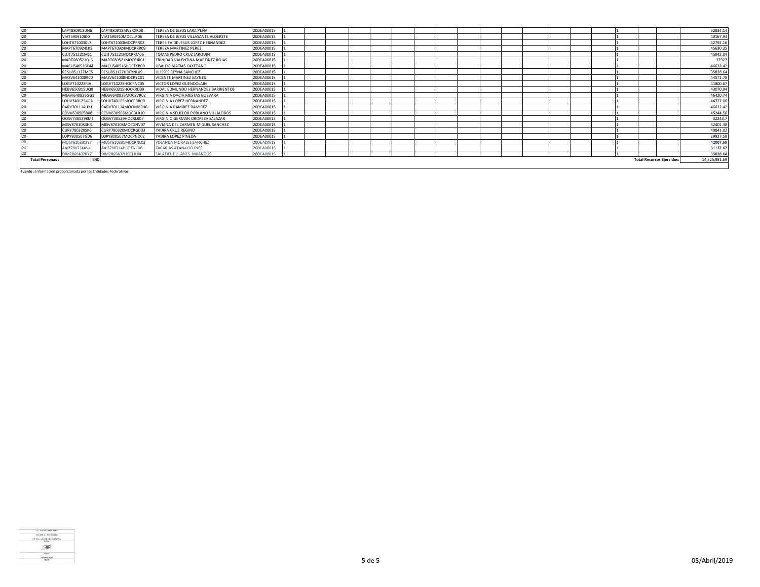| | | | | | | | | | | | | | | | | | | | | | | | | |
|---|---|---|---|---|---|---|---|---|---|---|---|---|---|---|---|---|---|---|---|---|---|---|---|---|
| I20 | LAPT880913UN6 | LAPT880913MVZRXR08 | TERESA DE JESUS LARA PEÑA | 20DEA0001S | 1 | | | | | | | | | | | | | | | 1 | | | 52834.14 |
| I20 | VIAT590910ID0 | VIAT590910MOCLLR06 | TERESA DE JESUS VILLASANTE ALDERETE | 20DEA0001S | 1 | | | | | | | | | | | | | | | 1 | | | 40167.94 |
| I20 | LOHT671003KL7 | LOHT671003MOCPRR02 | TERESITA DE JESUS LOPEZ HERNANDEZ | 20DEA0001S | 1 | | | | | | | | | | | | | | | 1 | | | 42792.16 |
| I20 | MAPT670924LK2 | MAPT670924MOCRRR09 | TEREZA MARTINEZ PEREZ | 20DEA0001S | 1 | | | | | | | | | | | | | | | 1 | | | 45630.35 |
| I20 | CUJT751221MS1 | CUJT751221HOCRRM06 | TOMAS PEDRO CRUZ JARQUIN | 20DEA0001S | 1 | | | | | | | | | | | | | | | 1 | | | 45842.04 |
| I20 | MART680521QJ3 | MART680521MOCRJR01 | TRINIDAD VALENTINA MARTINEZ ROJAS | 20DEA0001S | 1 | | | | | | | | | | | | | | | 1 | | | 37927 |
| I20 | MACU540516K44 | MACU540516HOCTYB00 | UBALDO MATIAS CAYETANO | 20DEA0001S | 1 | | | | | | | | | | | | | | | 1 | | | 46632.42 |
| I20 | RESU851127MC5 | RESU851127HDFYNL09 | ULISSES REYNA SANCHEZ | 20DEA0001S | 1 | | | | | | | | | | | | | | | 1 | | | 35828.64 |
| I20 | MASV6410089C0 | MASV641008HOCRYC01 | VICENTE MARTINEZ SAYNES | 20DEA0001S | 1 | | | | | | | | | | | | | | | 1 | | | 44571.78 |
| I20 | LOGV710228FJA | LOGV710228HOCPNC05 | VICTOR LOPEZ GUENDOLAIN | 20DEA0001S | 1 | | | | | | | | | | | | | | | 1 | | | 41800.67 |
| I20 | HEBV650315UQ8 | HEBV650315HOCRRD09 | VIDAL EDMUNDO HERNANDEZ BARRIENTOS | 20DEA0001S | 1 | | | | | | | | | | | | | | | 1 | | | 43070.94 |
| I20 | MEGV640826GG1 | MEGV640826MOCSVR02 | VIRGINIA DACIA MESTAS GUEVARA | 20DEA0001S | 1 | | | | | | | | | | | | | | | 1 | | | 46420.74 |
| I20 | LOHV7401254GA | LOHV740125MOCPRR00 | VIRGINIA LOPEZ HERNANDEZ | 20DEA0001S | 1 | | | | | | | | | | | | | | | 1 | | | 44727.06 |
| I20 | RARV701114HY1 | RARV701114MOCMMR06 | VIRGINIA RAMIREZ RAMIREZ | 20DEA0001S | 1 | | | | | | | | | | | | | | | 1 | | | 46632.42 |
| I20 | POVV6309058X8 | POVV630905MOCBLR10 | VIRGINIA SELIFLOR POBLANO VILLALOBOS | 20DEA0001S | 1 | | | | | | | | | | | | | | | 1 | | | 45244.56 |
| I20 | OOSV7305298M1 | OOSV730529HOCRLR07 | VIRGINIO GERMAN OROPEZA SALAZAR | 20DEA0001S | 1 | | | | | | | | | | | | | | | 1 | | | 32243.7 |
| I20 | MISV8701083H3 | MISV870108MOCGNV07 | VIVIANA DEL CARMEN MIGUEL SANCHEZ | 20DEA0001S | 1 | | | | | | | | | | | | | | | 1 | | | 32401.38 |
| I20 | CURY780320SK6 | CURY780320MOCRGD03 | YADIRA CRUZ REGINO | 20DEA0001S | 1 | | | | | | | | | | | | | | | 1 | | | 40841.02 |
| I20 | LOPY800507GD6 | LOPY800507MOCPND02 | YADIRA LOPEZ PINEDA | 20DEA0001S | 1 | | | | | | | | | | | | | | | 1 | | | 29927.58 |
| I20 | MOSY610331IY7 | MOSY610331MOCRNL03 | YOLANDA MORALES SANCHEZ | 20DEA0001S | 1 | | | | | | | | | | | | | | | 1 | | | 42007.69 |
| I20 | AAIZ7807144V4 | AAIZ780714HOCTNC06 | ZACARIAS ATANACIO INES | 20DEA0001S | 1 | | | | | | | | | | | | | | | 1 | | | 31137.67 |
| I20 | DIMZ860407RY7 | DIMZ860407HOCLJL04 | ZALATIEL DILLANES MIJANGOS | 20DEA0001S | 1 | | | | | | | | | | | | | | | 1 | | | 35828.64 |
| **Total Personas :** | 340 | | | | | | | | | | | | | | | | | | | | | **Total Recursos Ejercidos:** | 14,325,981.69 |

**Fuente :** Información proporcionada por las Entidades Federativas.

05/Abril/2019